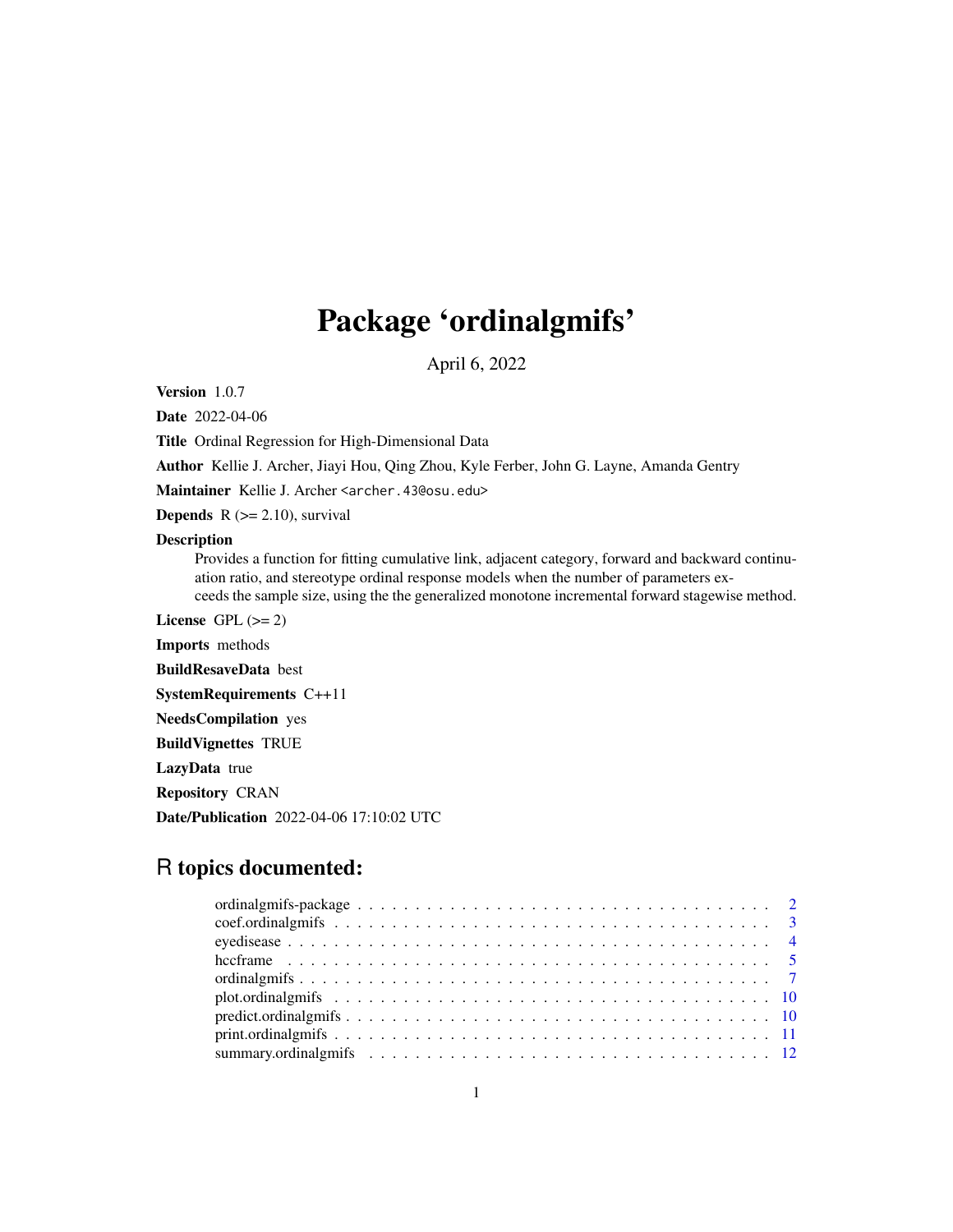# Package 'ordinalgmifs'

April 6, 2022

**Version** 1.0.7

**Date** 2022-04-06

**Title** Ordinal Regression for High-Dimensional Data

**Author** Kellie J. Archer, Jiayi Hou, Qing Zhou, Kyle Ferber, John G. Layne, Amanda Gentry

**Maintainer** Kellie J. Archer <archer.43@osu.edu>

**Depends** R (>= 2.10), survival

**Description**
Provides a function for fitting cumulative link, adjacent category, forward and backward continuation ratio, and stereotype ordinal response models when the number of parameters exceeds the sample size, using the the generalized monotone incremental forward stagewise method.

**License** GPL (>= 2)

**Imports** methods

**BuildResaveData** best

**SystemRequirements** C++11

**NeedsCompilation** yes

**BuildVignettes** TRUE

**LazyData** true

**Repository** CRAN

**Date/Publication** 2022-04-06 17:10:02 UTC

## R topics documented:

| | |
|---|---|
| ordinalgmifs-package | 2 |
| coef.ordinalgmifs | 3 |
| eyedisease | 4 |
| hccframe | 5 |
| ordinalgmifs | 7 |
| plot.ordinalgmifs | 10 |
| predict.ordinalgmifs | 10 |
| print.ordinalgmifs | 11 |
| summary.ordinalgmifs | 12 |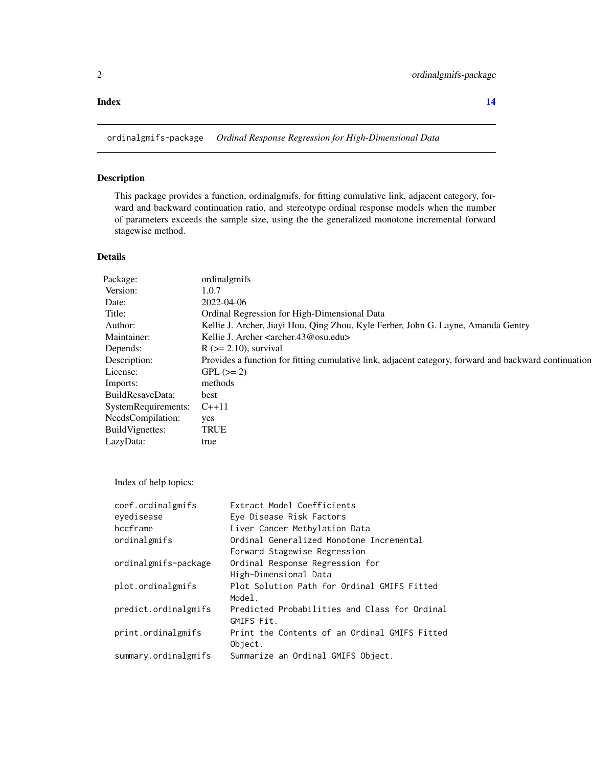**Index** **14**

---

ordinalgmifs-package *Ordinal Response Regression for High-Dimensional Data*

---

## Description

This package provides a function, ordinalgmifs, for fitting cumulative link, adjacent category, forward and backward continuation ratio, and stereotype ordinal response models when the number of parameters exceeds the sample size, using the the generalized monotone incremental forward stagewise method.

## Details

| | |
|---|---|
| Package: | ordinalgmifs |
| Version: | 1.0.7 |
| Date: | 2022-04-06 |
| Title: | Ordinal Regression for High-Dimensional Data |
| Author: | Kellie J. Archer, Jiayi Hou, Qing Zhou, Kyle Ferber, John G. Layne, Amanda Gentry |
| Maintainer: | Kellie J. Archer <archer.43@osu.edu> |
| Depends: | R (>= 2.10), survival |
| Description: | Provides a function for fitting cumulative link, adjacent category, forward and backward continuation |
| License: | GPL (>= 2) |
| Imports: | methods |
| BuildResaveData: | best |
| SystemRequirements: | C++11 |
| NeedsCompilation: | yes |
| BuildVignettes: | TRUE |
| LazyData: | true |

Index of help topics:

```
coef.ordinalgmifs       Extract Model Coefficients
eyedisease              Eye Disease Risk Factors
hccframe                Liver Cancer Methylation Data
ordinalgmifs            Ordinal Generalized Monotone Incremental
                        Forward Stagewise Regression
ordinalgmifs-package    Ordinal Response Regression for
                        High-Dimensional Data
plot.ordinalgmifs       Plot Solution Path for Ordinal GMIFS Fitted
                        Model.
predict.ordinalgmifs    Predicted Probabilities and Class for Ordinal
                        GMIFS Fit.
print.ordinalgmifs      Print the Contents of an Ordinal GMIFS Fitted
                        Object.
summary.ordinalgmifs    Summarize an Ordinal GMIFS Object.
```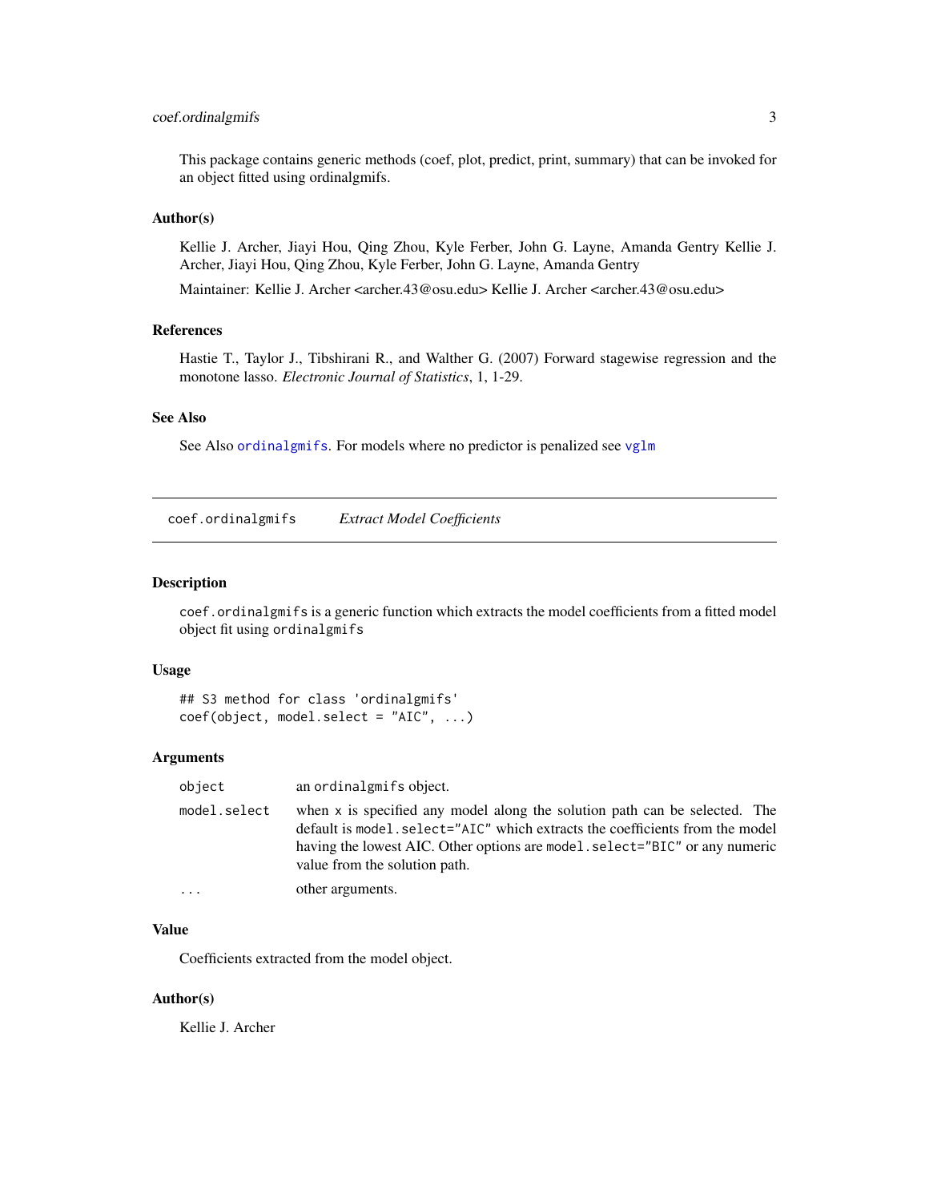This package contains generic methods (coef, plot, predict, print, summary) that can be invoked for an object fitted using ordinalgmifs.

### Author(s)

Kellie J. Archer, Jiayi Hou, Qing Zhou, Kyle Ferber, John G. Layne, Amanda Gentry Kellie J. Archer, Jiayi Hou, Qing Zhou, Kyle Ferber, John G. Layne, Amanda Gentry

Maintainer: Kellie J. Archer <archer.43@osu.edu> Kellie J. Archer <archer.43@osu.edu>

### References

Hastie T., Taylor J., Tibshirani R., and Walther G. (2007) Forward stagewise regression and the monotone lasso. *Electronic Journal of Statistics*, 1, 1-29.

### See Also

See Also `ordinalgmifs`. For models where no predictor is penalized see `vglm`

---

## coef.ordinalgmifs    *Extract Model Coefficients*

---

### Description

`coef.ordinalgmifs` is a generic function which extracts the model coefficients from a fitted model object fit using `ordinalgmifs`

### Usage

```
## S3 method for class 'ordinalgmifs'
coef(object, model.select = "AIC", ...)
```

### Arguments

| | |
|---|---|
| `object` | an `ordinalgmifs` object. |
| `model.select` | when `x` is specified any model along the solution path can be selected. The default is `model.select="AIC"` which extracts the coefficients from the model having the lowest AIC. Other options are `model.select="BIC"` or any numeric value from the solution path. |
| `...` | other arguments. |

### Value

Coefficients extracted from the model object.

### Author(s)

Kellie J. Archer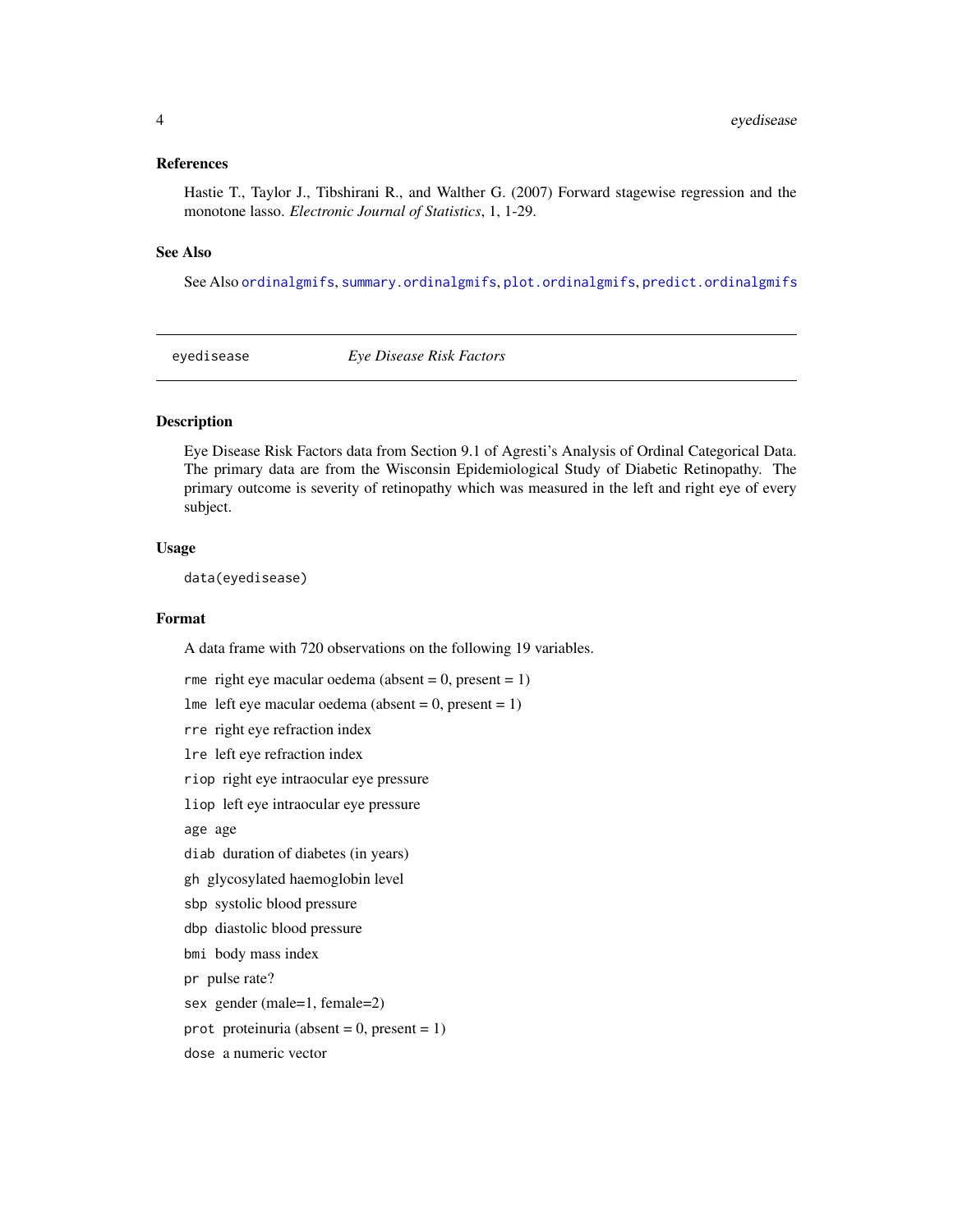### References

Hastie T., Taylor J., Tibshirani R., and Walther G. (2007) Forward stagewise regression and the monotone lasso. *Electronic Journal of Statistics*, 1, 1-29.

### See Also

See Also `ordinalgmifs`, `summary.ordinalgmifs`, `plot.ordinalgmifs`, `predict.ordinalgmifs`

---

## eyedisease — *Eye Disease Risk Factors*

---

### Description

Eye Disease Risk Factors data from Section 9.1 of Agresti's Analysis of Ordinal Categorical Data. The primary data are from the Wisconsin Epidemiological Study of Diabetic Retinopathy. The primary outcome is severity of retinopathy which was measured in the left and right eye of every subject.

### Usage

```
data(eyedisease)
```

### Format

A data frame with 720 observations on the following 19 variables.

- `rme` right eye macular oedema (absent = 0, present = 1)
- `lme` left eye macular oedema (absent = 0, present = 1)
- `rre` right eye refraction index
- `lre` left eye refraction index
- `riop` right eye intraocular eye pressure
- `liop` left eye intraocular eye pressure
- `age` age
- `diab` duration of diabetes (in years)
- `gh` glycosylated haemoglobin level
- `sbp` systolic blood pressure
- `dbp` diastolic blood pressure
- `bmi` body mass index
- `pr` pulse rate?
- `sex` gender (male=1, female=2)
- `prot` proteinuria (absent = 0, present = 1)
- `dose` a numeric vector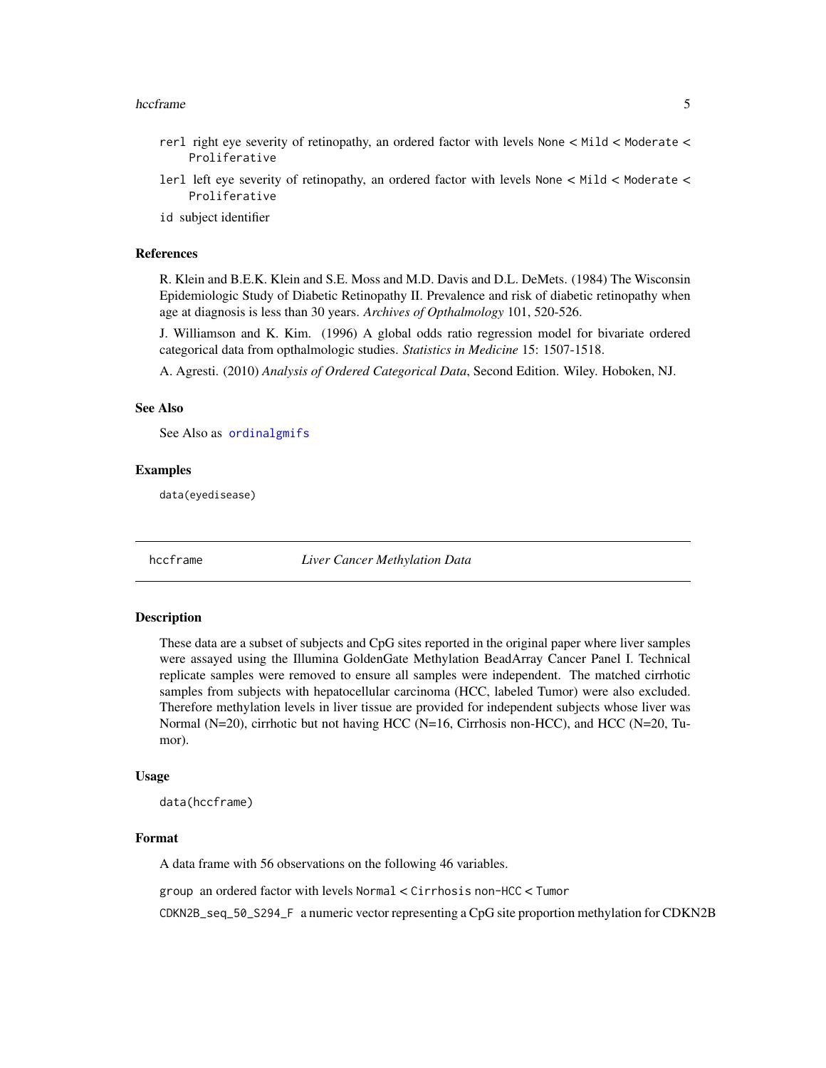rerl right eye severity of retinopathy, an ordered factor with levels None < Mild < Moderate < Proliferative

lerl left eye severity of retinopathy, an ordered factor with levels None < Mild < Moderate < Proliferative

id subject identifier

### References

R. Klein and B.E.K. Klein and S.E. Moss and M.D. Davis and D.L. DeMets. (1984) The Wisconsin Epidemiologic Study of Diabetic Retinopathy II. Prevalence and risk of diabetic retinopathy when age at diagnosis is less than 30 years. *Archives of Opthalmology* 101, 520-526.

J. Williamson and K. Kim. (1996) A global odds ratio regression model for bivariate ordered categorical data from opthalmologic studies. *Statistics in Medicine* 15: 1507-1518.

A. Agresti. (2010) *Analysis of Ordered Categorical Data*, Second Edition. Wiley. Hoboken, NJ.

### See Also

See Also as ordinalgmifs

### Examples

```
data(eyedisease)
```

---

## hccframe — *Liver Cancer Methylation Data*

### Description

These data are a subset of subjects and CpG sites reported in the original paper where liver samples were assayed using the Illumina GoldenGate Methylation BeadArray Cancer Panel I. Technical replicate samples were removed to ensure all samples were independent. The matched cirrhotic samples from subjects with hepatocellular carcinoma (HCC, labeled Tumor) were also excluded. Therefore methylation levels in liver tissue are provided for independent subjects whose liver was Normal (N=20), cirrhotic but not having HCC (N=16, Cirrhosis non-HCC), and HCC (N=20, Tumor).

### Usage

```
data(hccframe)
```

### Format

A data frame with 56 observations on the following 46 variables.

group an ordered factor with levels Normal < Cirrhosis non-HCC < Tumor

CDKN2B_seq_50_S294_F a numeric vector representing a CpG site proportion methylation for CDKN2B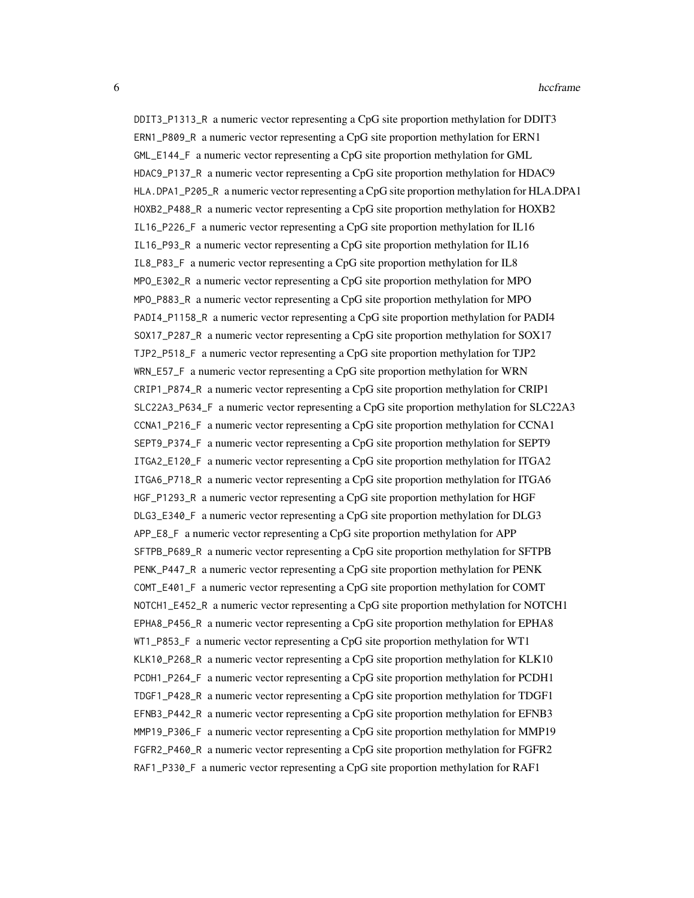DDIT3_P1313_R a numeric vector representing a CpG site proportion methylation for DDIT3

ERN1_P809_R a numeric vector representing a CpG site proportion methylation for ERN1

GML_E144_F a numeric vector representing a CpG site proportion methylation for GML

HDAC9_P137_R a numeric vector representing a CpG site proportion methylation for HDAC9

HLA.DPA1_P205_R a numeric vector representing a CpG site proportion methylation for HLA.DPA1

HOXB2_P488_R a numeric vector representing a CpG site proportion methylation for HOXB2

IL16_P226_F a numeric vector representing a CpG site proportion methylation for IL16

IL16_P93_R a numeric vector representing a CpG site proportion methylation for IL16

IL8_P83_F a numeric vector representing a CpG site proportion methylation for IL8

MPO_E302_R a numeric vector representing a CpG site proportion methylation for MPO

MPO_P883_R a numeric vector representing a CpG site proportion methylation for MPO

PADI4_P1158_R a numeric vector representing a CpG site proportion methylation for PADI4

SOX17_P287_R a numeric vector representing a CpG site proportion methylation for SOX17

TJP2_P518_F a numeric vector representing a CpG site proportion methylation for TJP2

WRN_E57_F a numeric vector representing a CpG site proportion methylation for WRN

CRIP1_P874_R a numeric vector representing a CpG site proportion methylation for CRIP1

SLC22A3_P634_F a numeric vector representing a CpG site proportion methylation for SLC22A3

CCNA1_P216_F a numeric vector representing a CpG site proportion methylation for CCNA1

SEPT9_P374_F a numeric vector representing a CpG site proportion methylation for SEPT9

ITGA2_E120_F a numeric vector representing a CpG site proportion methylation for ITGA2

ITGA6_P718_R a numeric vector representing a CpG site proportion methylation for ITGA6

HGF_P1293_R a numeric vector representing a CpG site proportion methylation for HGF

DLG3_E340_F a numeric vector representing a CpG site proportion methylation for DLG3

APP_E8_F a numeric vector representing a CpG site proportion methylation for APP

SFTPB_P689_R a numeric vector representing a CpG site proportion methylation for SFTPB

PENK_P447_R a numeric vector representing a CpG site proportion methylation for PENK

COMT_E401_F a numeric vector representing a CpG site proportion methylation for COMT

NOTCH1_E452_R a numeric vector representing a CpG site proportion methylation for NOTCH1

EPHA8_P456_R a numeric vector representing a CpG site proportion methylation for EPHA8

WT1_P853_F a numeric vector representing a CpG site proportion methylation for WT1

KLK10_P268_R a numeric vector representing a CpG site proportion methylation for KLK10

PCDH1_P264_F a numeric vector representing a CpG site proportion methylation for PCDH1

TDGF1_P428_R a numeric vector representing a CpG site proportion methylation for TDGF1

EFNB3_P442_R a numeric vector representing a CpG site proportion methylation for EFNB3

MMP19_P306_F a numeric vector representing a CpG site proportion methylation for MMP19

FGFR2_P460_R a numeric vector representing a CpG site proportion methylation for FGFR2

RAF1_P330_F a numeric vector representing a CpG site proportion methylation for RAF1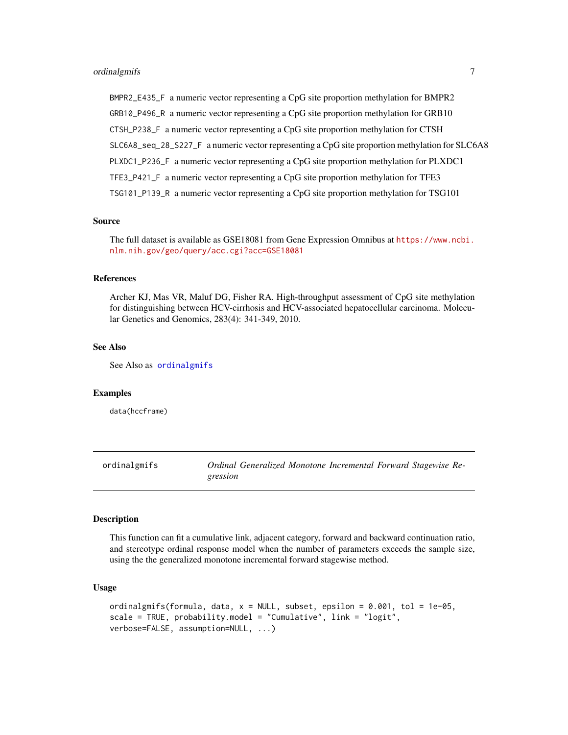`BMPR2_E435_F` a numeric vector representing a CpG site proportion methylation for BMPR2

`GRB10_P496_R` a numeric vector representing a CpG site proportion methylation for GRB10

`CTSH_P238_F` a numeric vector representing a CpG site proportion methylation for CTSH

`SLC6A8_seq_28_S227_F` a numeric vector representing a CpG site proportion methylation for SLC6A8

`PLXDC1_P236_F` a numeric vector representing a CpG site proportion methylation for PLXDC1

`TFE3_P421_F` a numeric vector representing a CpG site proportion methylation for TFE3

`TSG101_P139_R` a numeric vector representing a CpG site proportion methylation for TSG101

### Source

The full dataset is available as GSE18081 from Gene Expression Omnibus at https://www.ncbi.nlm.nih.gov/geo/query/acc.cgi?acc=GSE18081

### References

Archer KJ, Mas VR, Maluf DG, Fisher RA. High-throughput assessment of CpG site methylation for distinguishing between HCV-cirrhosis and HCV-associated hepatocellular carcinoma. Molecular Genetics and Genomics, 283(4): 341-349, 2010.

### See Also

See Also as `ordinalgmifs`

### Examples

```
data(hccframe)
```

---

## ordinalgmifs — *Ordinal Generalized Monotone Incremental Forward Stagewise Regression*

---

### Description

This function can fit a cumulative link, adjacent category, forward and backward continuation ratio, and stereotype ordinal response model when the number of parameters exceeds the sample size, using the the generalized monotone incremental forward stagewise method.

### Usage

```
ordinalgmifs(formula, data, x = NULL, subset, epsilon = 0.001, tol = 1e-05,
scale = TRUE, probability.model = "Cumulative", link = "logit",
verbose=FALSE, assumption=NULL, ...)
```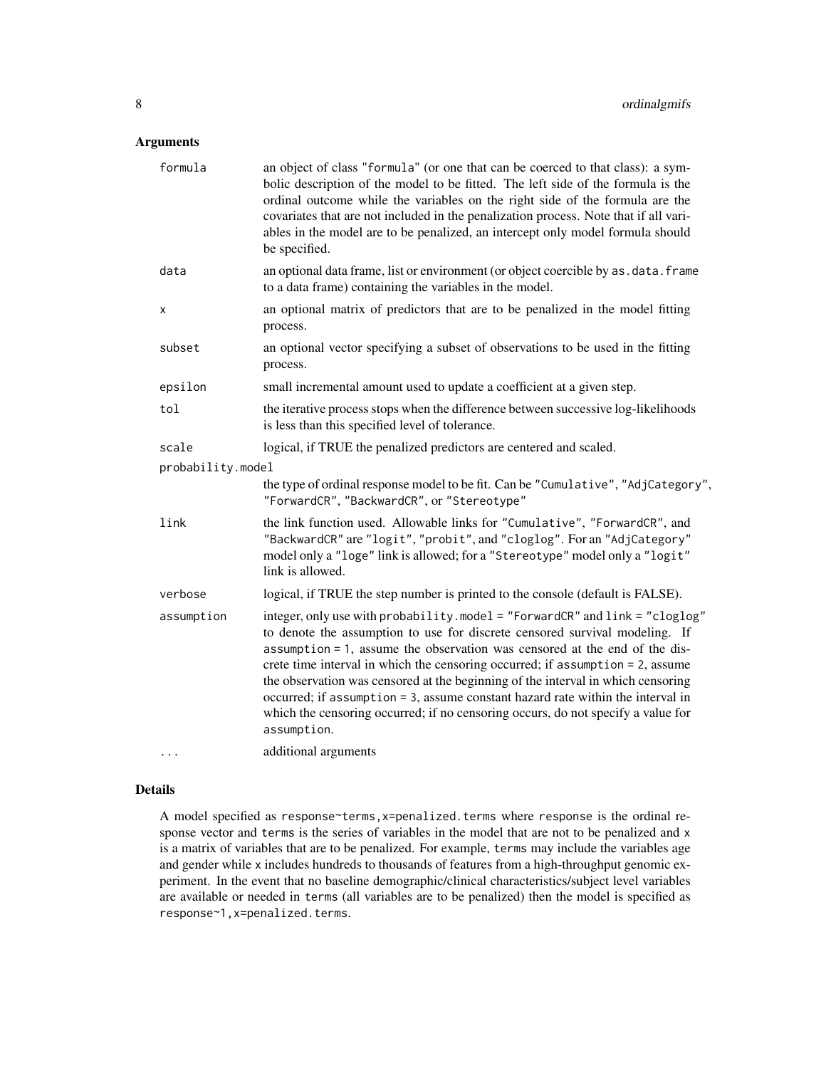### Arguments

| | |
|---|---|
| `formula` | an object of class "`formula`" (or one that can be coerced to that class): a symbolic description of the model to be fitted. The left side of the formula is the ordinal outcome while the variables on the right side of the formula are the covariates that are not included in the penalization process. Note that if all variables in the model are to be penalized, an intercept only model formula should be specified. |
| `data` | an optional data frame, list or environment (or object coercible by `as.data.frame` to a data frame) containing the variables in the model. |
| `x` | an optional matrix of predictors that are to be penalized in the model fitting process. |
| `subset` | an optional vector specifying a subset of observations to be used in the fitting process. |
| `epsilon` | small incremental amount used to update a coefficient at a given step. |
| `tol` | the iterative process stops when the difference between successive log-likelihoods is less than this specified level of tolerance. |
| `scale` | logical, if TRUE the penalized predictors are centered and scaled. |
| `probability.model` | the type of ordinal response model to be fit. Can be "`Cumulative`", "`AdjCategory`", "`ForwardCR`", "`BackwardCR`", or "`Stereotype`" |
| `link` | the link function used. Allowable links for "`Cumulative`", "`ForwardCR`", and "`BackwardCR`" are "`logit`", "`probit`", and "`cloglog`". For an "`AdjCategory`" model only a "`loge`" link is allowed; for a "`Stereotype`" model only a "`logit`" link is allowed. |
| `verbose` | logical, if TRUE the step number is printed to the console (default is FALSE). |
| `assumption` | integer, only use with `probability.model = "ForwardCR"` and `link = "cloglog"` to denote the assumption to use for discrete censored survival modeling. If `assumption = 1`, assume the observation was censored at the end of the discrete time interval in which the censoring occurred; if `assumption = 2`, assume the observation was censored at the beginning of the interval in which censoring occurred; if `assumption = 3`, assume constant hazard rate within the interval in which the censoring occurred; if no censoring occurs, do not specify a value for `assumption`. |
| `...` | additional arguments |

### Details

A model specified as `response~terms,x=penalized.terms` where `response` is the ordinal response vector and `terms` is the series of variables in the model that are not to be penalized and `x` is a matrix of variables that are to be penalized. For example, `terms` may include the variables age and gender while `x` includes hundreds to thousands of features from a high-throughput genomic experiment. In the event that no baseline demographic/clinical characteristics/subject level variables are available or needed in `terms` (all variables are to be penalized) then the model is specified as `response~1,x=penalized.terms`.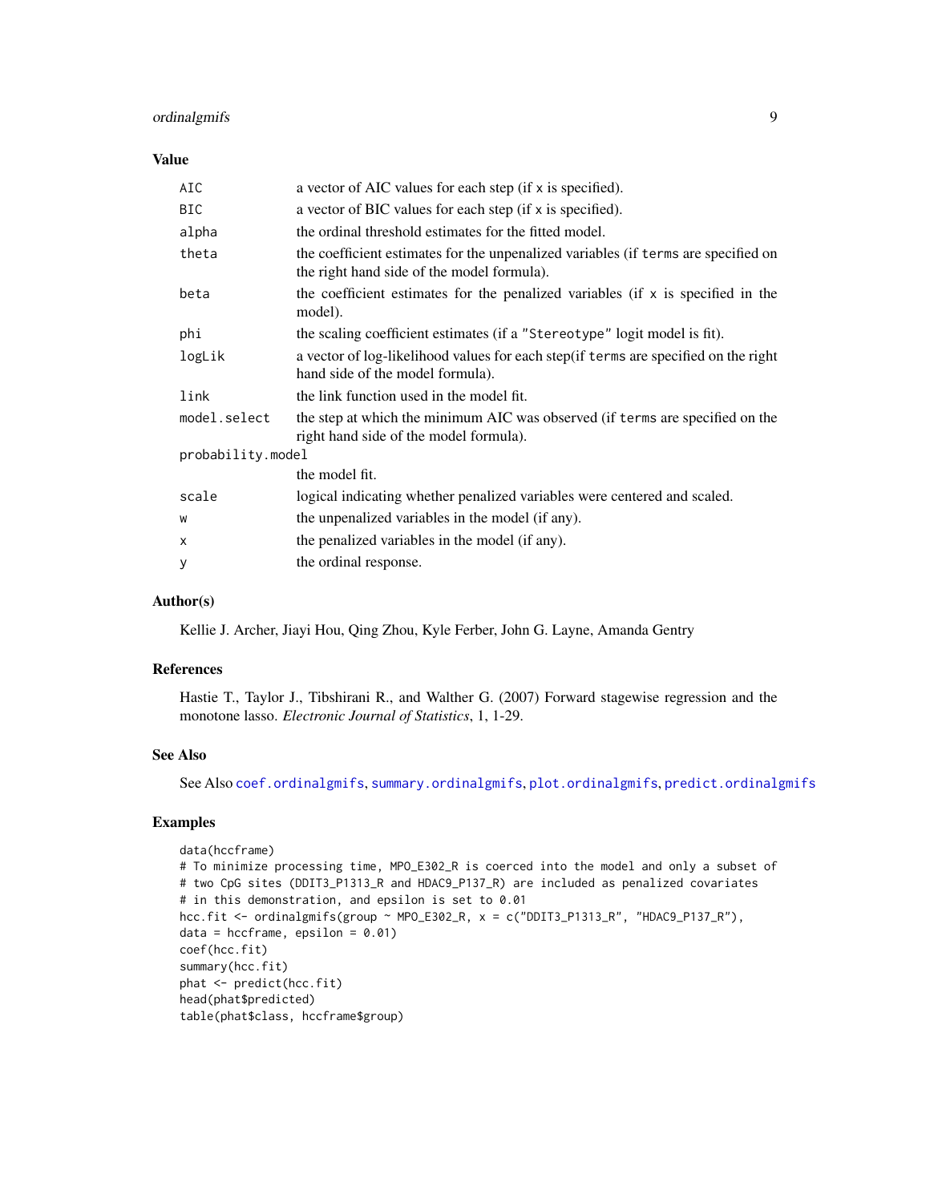## Value

| | |
|---|---|
| `AIC` | a vector of AIC values for each step (if `x` is specified). |
| `BIC` | a vector of BIC values for each step (if `x` is specified). |
| `alpha` | the ordinal threshold estimates for the fitted model. |
| `theta` | the coefficient estimates for the unpenalized variables (if `terms` are specified on the right hand side of the model formula). |
| `beta` | the coefficient estimates for the penalized variables (if `x` is specified in the model). |
| `phi` | the scaling coefficient estimates (if a `"Stereotype"` logit model is fit). |
| `logLik` | a vector of log-likelihood values for each step(if `terms` are specified on the right hand side of the model formula). |
| `link` | the link function used in the model fit. |
| `model.select` | the step at which the minimum AIC was observed (if `terms` are specified on the right hand side of the model formula). |
| `probability.model` | the model fit. |
| `scale` | logical indicating whether penalized variables were centered and scaled. |
| `w` | the unpenalized variables in the model (if any). |
| `x` | the penalized variables in the model (if any). |
| `y` | the ordinal response. |

## Author(s)

Kellie J. Archer, Jiayi Hou, Qing Zhou, Kyle Ferber, John G. Layne, Amanda Gentry

## References

Hastie T., Taylor J., Tibshirani R., and Walther G. (2007) Forward stagewise regression and the monotone lasso. *Electronic Journal of Statistics*, 1, 1-29.

## See Also

See Also `coef.ordinalgmifs`, `summary.ordinalgmifs`, `plot.ordinalgmifs`, `predict.ordinalgmifs`

## Examples

```
data(hccframe)
# To minimize processing time, MPO_E302_R is coerced into the model and only a subset of
# two CpG sites (DDIT3_P1313_R and HDAC9_P137_R) are included as penalized covariates
# in this demonstration, and epsilon is set to 0.01
hcc.fit <- ordinalgmifs(group ~ MPO_E302_R, x = c("DDIT3_P1313_R", "HDAC9_P137_R"),
data = hccframe, epsilon = 0.01)
coef(hcc.fit)
summary(hcc.fit)
phat <- predict(hcc.fit)
head(phat$predicted)
table(phat$class, hccframe$group)
```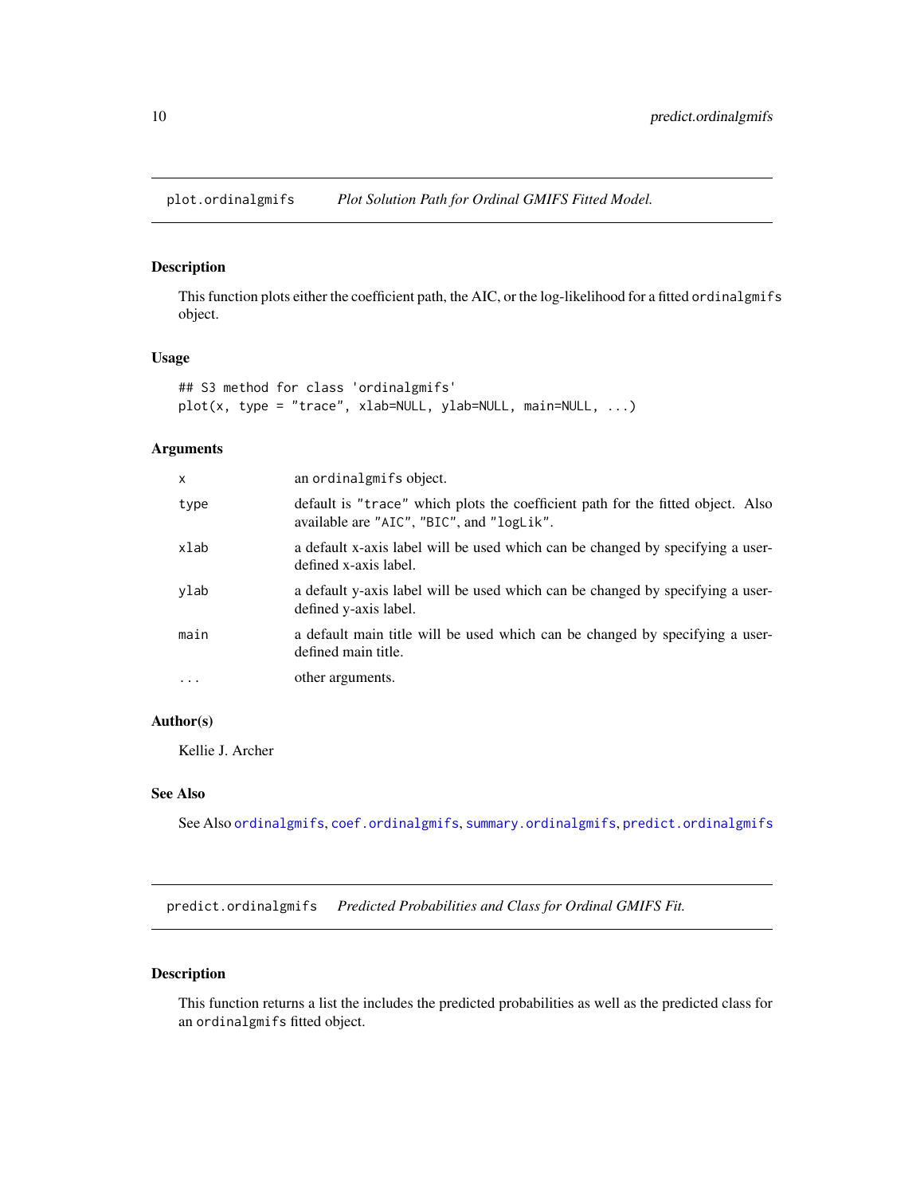## plot.ordinalgmifs *Plot Solution Path for Ordinal GMIFS Fitted Model.*

### Description

This function plots either the coefficient path, the AIC, or the log-likelihood for a fitted `ordinalgmifs` object.

### Usage

```
## S3 method for class 'ordinalgmifs'
plot(x, type = "trace", xlab=NULL, ylab=NULL, main=NULL, ...)
```

### Arguments

| | |
|---|---|
| `x` | an `ordinalgmifs` object. |
| `type` | default is `"trace"` which plots the coefficient path for the fitted object. Also available are `"AIC"`, `"BIC"`, and `"logLik"`. |
| `xlab` | a default x-axis label will be used which can be changed by specifying a user-defined x-axis label. |
| `ylab` | a default y-axis label will be used which can be changed by specifying a user-defined y-axis label. |
| `main` | a default main title will be used which can be changed by specifying a user-defined main title. |
| `...` | other arguments. |

### Author(s)

Kellie J. Archer

### See Also

See Also `ordinalgmifs`, `coef.ordinalgmifs`, `summary.ordinalgmifs`, `predict.ordinalgmifs`

## predict.ordinalgmifs *Predicted Probabilities and Class for Ordinal GMIFS Fit.*

### Description

This function returns a list the includes the predicted probabilities as well as the predicted class for an `ordinalgmifs` fitted object.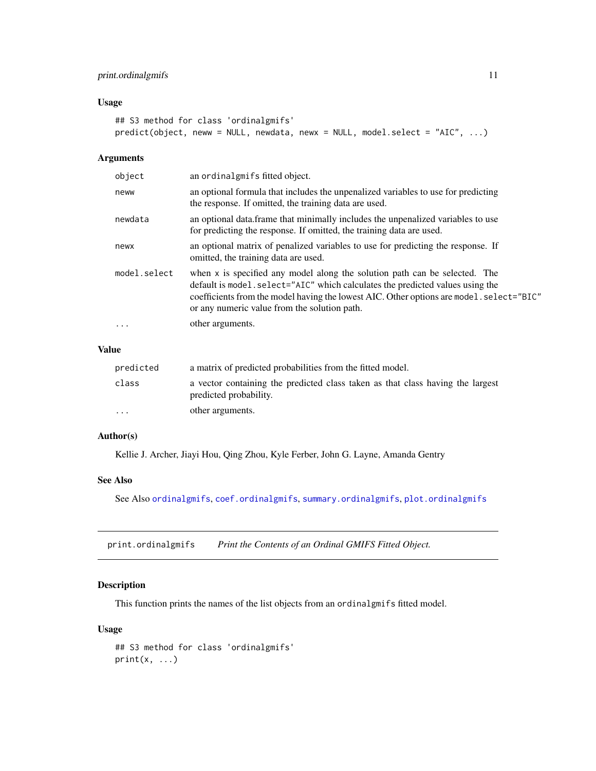## Usage

```
## S3 method for class 'ordinalgmifs'
predict(object, neww = NULL, newdata, newx = NULL, model.select = "AIC", ...)
```

## Arguments

| | |
|---|---|
| `object` | an `ordinalgmifs` fitted object. |
| `neww` | an optional formula that includes the unpenalized variables to use for predicting the response. If omitted, the training data are used. |
| `newdata` | an optional data.frame that minimally includes the unpenalized variables to use for predicting the response. If omitted, the training data are used. |
| `newx` | an optional matrix of penalized variables to use for predicting the response. If omitted, the training data are used. |
| `model.select` | when `x` is specified any model along the solution path can be selected. The default is `model.select="AIC"` which calculates the predicted values using the coefficients from the model having the lowest AIC. Other options are `model.select="BIC"` or any numeric value from the solution path. |
| `...` | other arguments. |

## Value

| | |
|---|---|
| `predicted` | a matrix of predicted probabilities from the fitted model. |
| `class` | a vector containing the predicted class taken as that class having the largest predicted probability. |
| `...` | other arguments. |

## Author(s)

Kellie J. Archer, Jiayi Hou, Qing Zhou, Kyle Ferber, John G. Layne, Amanda Gentry

## See Also

See Also `ordinalgmifs`, `coef.ordinalgmifs`, `summary.ordinalgmifs`, `plot.ordinalgmifs`

---

# print.ordinalgmifs *Print the Contents of an Ordinal GMIFS Fitted Object.*

## Description

This function prints the names of the list objects from an `ordinalgmifs` fitted model.

## Usage

```
## S3 method for class 'ordinalgmifs'
print(x, ...)
```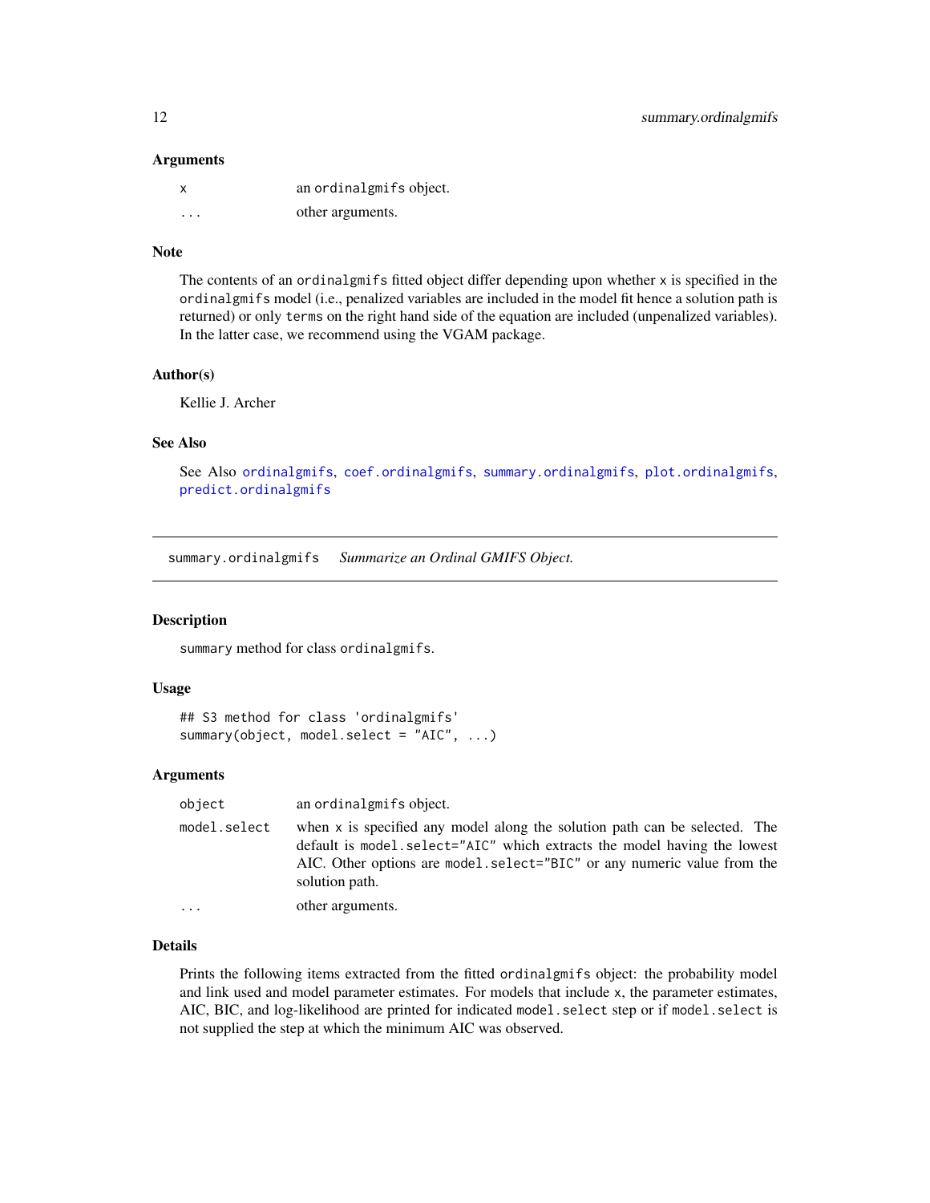### Arguments

| | |
|---|---|
| `x` | an `ordinalgmifs` object. |
| `...` | other arguments. |

### Note

The contents of an `ordinalgmifs` fitted object differ depending upon whether `x` is specified in the `ordinalgmifs` model (i.e., penalized variables are included in the model fit hence a solution path is returned) or only `terms` on the right hand side of the equation are included (unpenalized variables). In the latter case, we recommend using the VGAM package.

### Author(s)

Kellie J. Archer

### See Also

See Also `ordinalgmifs`, `coef.ordinalgmifs`, `summary.ordinalgmifs`, `plot.ordinalgmifs`, `predict.ordinalgmifs`

---

## summary.ordinalgmifs    *Summarize an Ordinal GMIFS Object.*

### Description

`summary` method for class `ordinalgmifs`.

### Usage

```
## S3 method for class 'ordinalgmifs'
summary(object, model.select = "AIC", ...)
```

### Arguments

| | |
|---|---|
| `object` | an `ordinalgmifs` object. |
| `model.select` | when `x` is specified any model along the solution path can be selected. The default is `model.select="AIC"` which extracts the model having the lowest AIC. Other options are `model.select="BIC"` or any numeric value from the solution path. |
| `...` | other arguments. |

### Details

Prints the following items extracted from the fitted `ordinalgmifs` object: the probability model and link used and model parameter estimates. For models that include `x`, the parameter estimates, AIC, BIC, and log-likelihood are printed for indicated `model.select` step or if `model.select` is not supplied the step at which the minimum AIC was observed.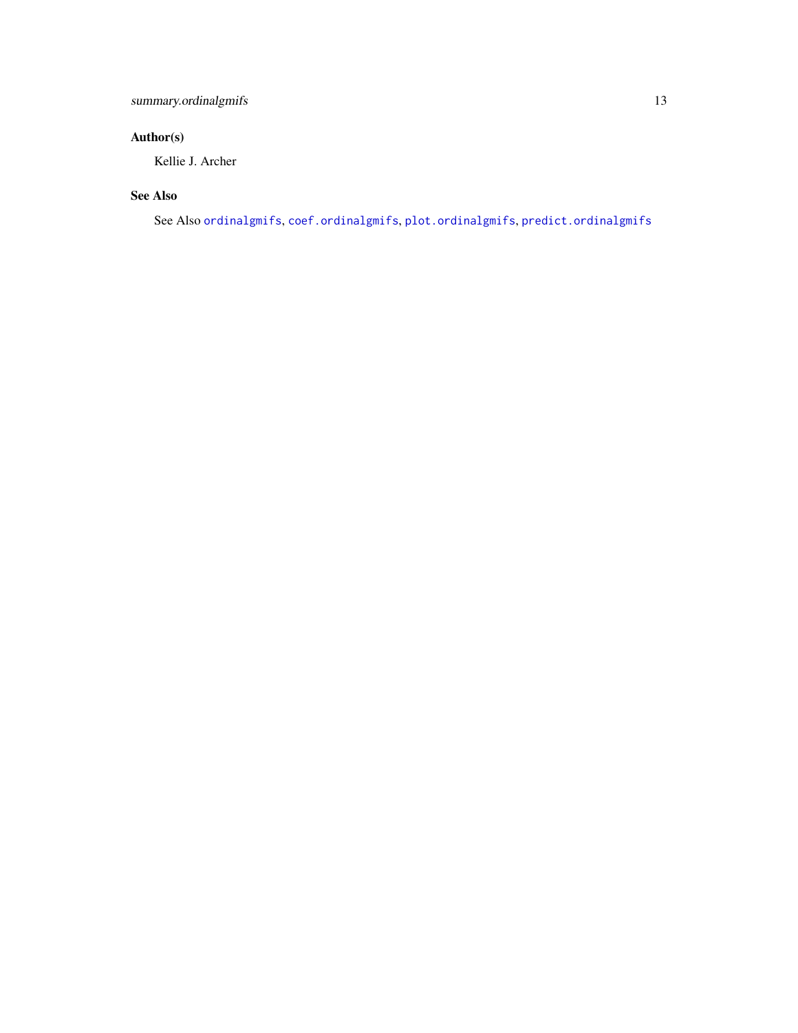## Author(s)

Kellie J. Archer

## See Also

See Also `ordinalgmifs`, `coef.ordinalgmifs`, `plot.ordinalgmifs`, `predict.ordinalgmifs`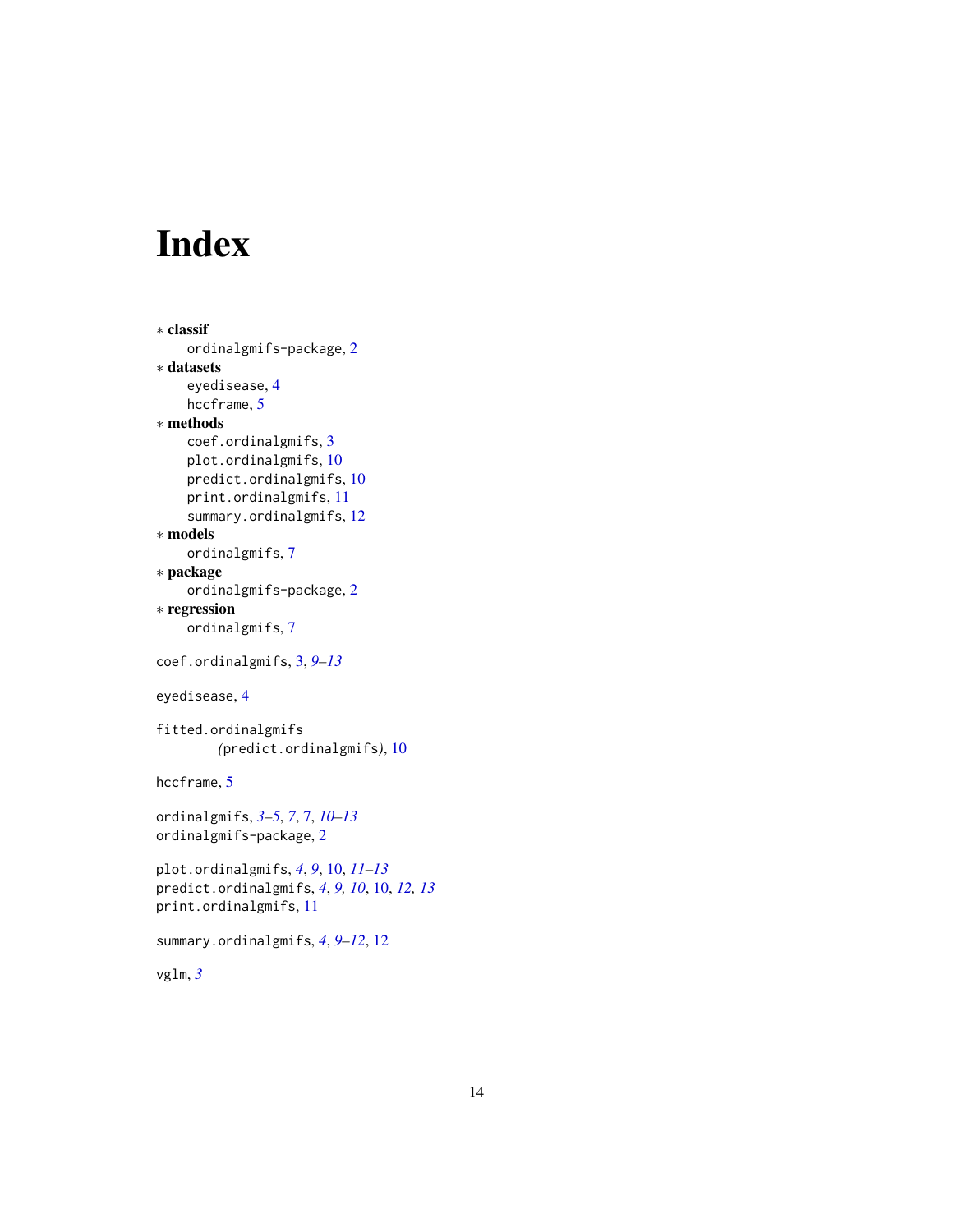# Index

∗ **classif**
    ordinalgmifs-package, 2
∗ **datasets**
    eyedisease, 4
    hccframe, 5
∗ **methods**
    coef.ordinalgmifs, 3
    plot.ordinalgmifs, 10
    predict.ordinalgmifs, 10
    print.ordinalgmifs, 11
    summary.ordinalgmifs, 12
∗ **models**
    ordinalgmifs, 7
∗ **package**
    ordinalgmifs-package, 2
∗ **regression**
    ordinalgmifs, 7

coef.ordinalgmifs, 3, *9–13*

eyedisease, 4

fitted.ordinalgmifs
        *(*predict.ordinalgmifs*)*, 10

hccframe, 5

ordinalgmifs, *3–5*, *7*, 7, *10–13*
ordinalgmifs-package, 2

plot.ordinalgmifs, *4*, *9*, 10, *11–13*
predict.ordinalgmifs, *4*, *9, 10*, 10, *12, 13*
print.ordinalgmifs, 11

summary.ordinalgmifs, *4*, *9–12*, 12

vglm, *3*